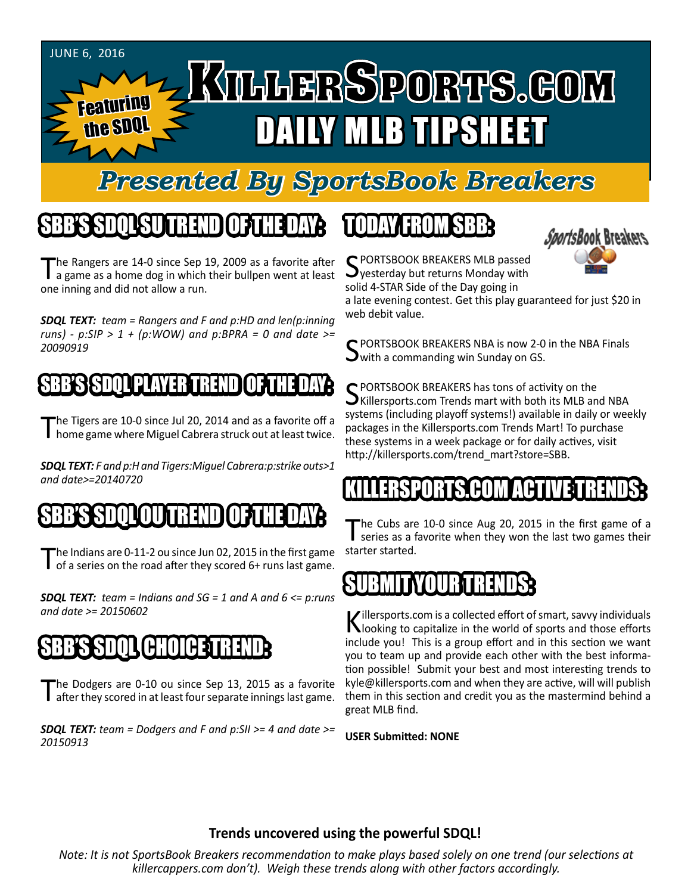JUNE 6, 2016

Featuring the SDQL

# KILLERSPORTS.COM DAILY MLB TIPSHEET

## Presented By SportsBook Breakers

## SBB'S SDQL SU TREND OF THE DAY:

The Rangers are 14-0 since Sep 19, 2009 as a favorite after a game as a home dog in which their bullpen went at least one inning and did not allow a run.

***SDQL TEXT:*** *team = Rangers and F and p:HD and len(p:inning runs) - p:SIP > 1 + (p:WOW) and p:BPRA = 0 and date >= 20090919*

## SBB'S SDQL PLAYER TREND OF THE DAY:

The Tigers are 10-0 since Jul 20, 2014 and as a favorite off a home game where Miguel Cabrera struck out at least twice.

***SDQL TEXT:*** *F and p:H and Tigers:Miguel Cabrera:p:strike outs>1 and date>=20140720*

## SBB'S SDQL OU TREND OF THE DAY:

The Indians are 0-11-2 ou since Jun 02, 2015 in the first game of a series on the road after they scored 6+ runs last game.

***SDQL TEXT:*** *team = Indians and SG = 1 and A and 6 <= p:runs and date >= 20150602*

## SBB'S SDQL CHOICE TREND:

The Dodgers are 0-10 ou since Sep 13, 2015 as a favorite after they scored in at least four separate innings last game.

***SDQL TEXT:*** *team = Dodgers and F and p:SII >= 4 and date >= 20150913*

## TODAY FROM SBB:

SportsBook Breakers

SPORTSBOOK BREAKERS MLB passed yesterday but returns Monday with solid 4-STAR Side of the Day going in a late evening contest. Get this play guaranteed for just $20 in web debit value.

SPORTSBOOK BREAKERS NBA is now 2-0 in the NBA Finals with a commanding win Sunday on GS.

SPORTSBOOK BREAKERS has tons of activity on the Killersports.com Trends mart with both its MLB and NBA systems (including playoff systems!) available in daily or weekly packages in the Killersports.com Trends Mart! To purchase these systems in a week package or for daily actives, visit http://killersports.com/trend_mart?store=SBB.

## KILLERSPORTS.COM ACTIVE TRENDS:

The Cubs are 10-0 since Aug 20, 2015 in the first game of a series as a favorite when they won the last two games their starter started.

## SUBMIT YOUR TRENDS:

Killersports.com is a collected effort of smart, savvy individuals looking to capitalize in the world of sports and those efforts include you! This is a group effort and in this section we want you to team up and provide each other with the best information possible! Submit your best and most interesting trends to kyle@killersports.com and when they are active, will will publish them in this section and credit you as the mastermind behind a great MLB find.

**USER Submitted: NONE**

**Trends uncovered using the powerful SDQL!**

*Note: It is not SportsBook Breakers recommendation to make plays based solely on one trend (our selections at killercappers.com don't). Weigh these trends along with other factors accordingly.*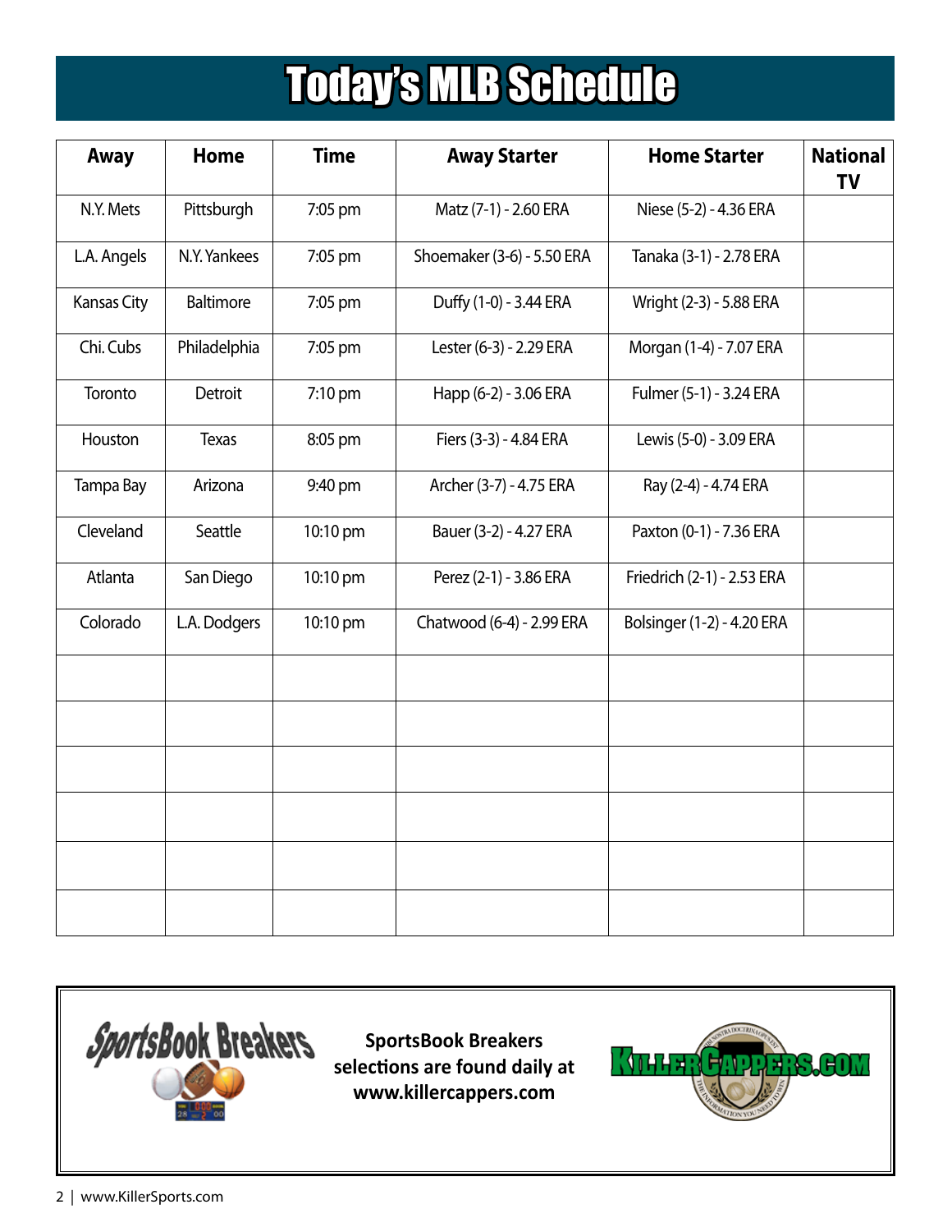# Today's MLB Schedule

| Away | Home | Time | Away Starter | Home Starter | National TV |
|---|---|---|---|---|---|
| N.Y. Mets | Pittsburgh | 7:05 pm | Matz (7-1) - 2.60 ERA | Niese (5-2) - 4.36 ERA | |
| L.A. Angels | N.Y. Yankees | 7:05 pm | Shoemaker (3-6) - 5.50 ERA | Tanaka (3-1) - 2.78 ERA | |
| Kansas City | Baltimore | 7:05 pm | Duffy (1-0) - 3.44 ERA | Wright (2-3) - 5.88 ERA | |
| Chi. Cubs | Philadelphia | 7:05 pm | Lester (6-3) - 2.29 ERA | Morgan (1-4) - 7.07 ERA | |
| Toronto | Detroit | 7:10 pm | Happ (6-2) - 3.06 ERA | Fulmer (5-1) - 3.24 ERA | |
| Houston | Texas | 8:05 pm | Fiers (3-3) - 4.84 ERA | Lewis (5-0) - 3.09 ERA | |
| Tampa Bay | Arizona | 9:40 pm | Archer (3-7) - 4.75 ERA | Ray (2-4) - 4.74 ERA | |
| Cleveland | Seattle | 10:10 pm | Bauer (3-2) - 4.27 ERA | Paxton (0-1) - 7.36 ERA | |
| Atlanta | San Diego | 10:10 pm | Perez (2-1) - 3.86 ERA | Friedrich (2-1) - 2.53 ERA | |
| Colorado | L.A. Dodgers | 10:10 pm | Chatwood (6-4) - 2.99 ERA | Bolsinger (1-2) - 4.20 ERA | |
| | | | | | |
| | | | | | |
| | | | | | |
| | | | | | |
| | | | | | |
| | | | | | |

SportsBook Breakers

**SportsBook Breakers selections are found daily at www.killercappers.com**

KillerCappers.com